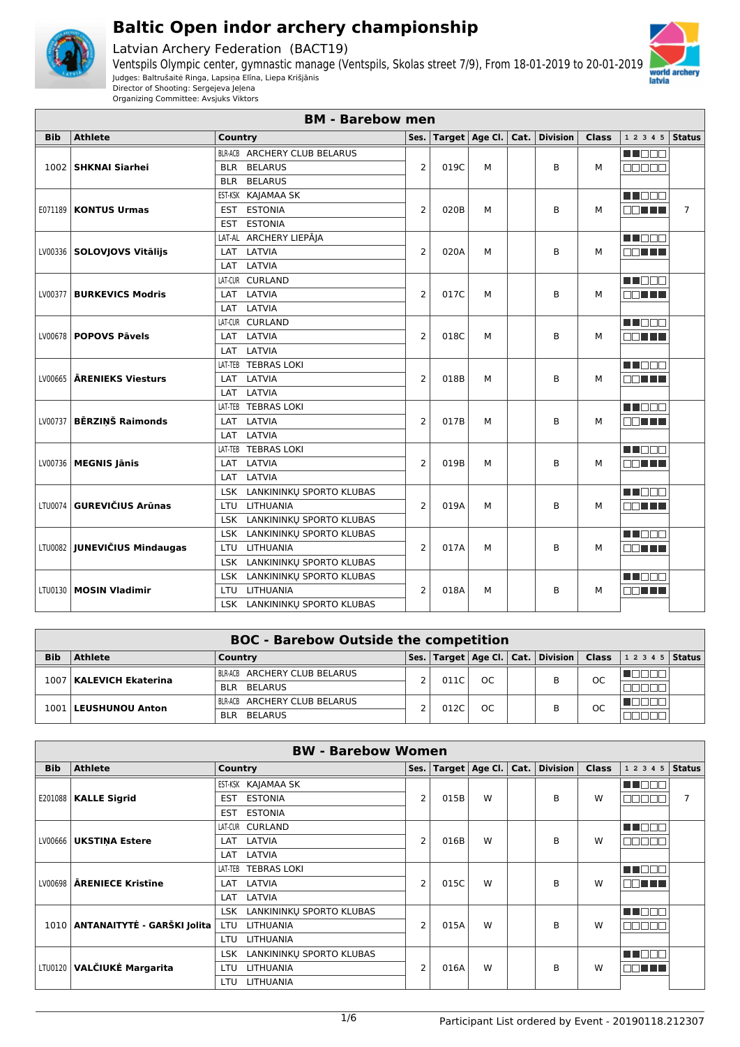# Baltic Open indor archery championship

Latvian Archery Federation (BACT19)

Ventspils Olympic center, gymnastic manage (Ventspils, Skolas street 7/9), From 18-01-2019 to 20-01-2019

Judges: Baltrušaitė Ringa, Lapsiņa Elīna, Liepa Krišjānis

Director of Shooting: Sergejeva Jeļena

Organizing Committee: Avsjuks Viktors

## BM - Barebow men

| Bib | Athlete | Country | Ses. | Target | Age Cl. | Cat. | Division | Class | 1 2 3 4 5 | Status |
|---|---|---|---|---|---|---|---|---|---|---|
| 1002 | **SHKNAI Siarhei** | BLR-ACB ARCHERY CLUB BELARUS<br>BLR BELARUS<br>BLR BELARUS | 2 | 019C | M | | B | M | | |
| E071189 | **KONTUS Urmas** | EST-KSK KAJAMAA SK<br>EST ESTONIA<br>EST ESTONIA | 2 | 020B | M | | B | M | | 7 |
| LV00336 | **SOLOVJOVS Vitālijs** | LAT-AL ARCHERY LIEPĀJA<br>LAT LATVIA<br>LAT LATVIA | 2 | 020A | M | | B | M | | |
| LV00377 | **BURKEVICS Modris** | LAT-CUR CURLAND<br>LAT LATVIA<br>LAT LATVIA | 2 | 017C | M | | B | M | | |
| LV00678 | **POPOVS Pāvels** | LAT-CUR CURLAND<br>LAT LATVIA<br>LAT LATVIA | 2 | 018C | M | | B | M | | |
| LV00665 | **ĀRENIEKS Viesturs** | LAT-TEB TEBRAS LOKI<br>LAT LATVIA<br>LAT LATVIA | 2 | 018B | M | | B | M | | |
| LV00737 | **BĒRZIŅŠ Raimonds** | LAT-TEB TEBRAS LOKI<br>LAT LATVIA<br>LAT LATVIA | 2 | 017B | M | | B | M | | |
| LV00736 | **MEGNIS Jānis** | LAT-TEB TEBRAS LOKI<br>LAT LATVIA<br>LAT LATVIA | 2 | 019B | M | | B | M | | |
| LTU0074 | **GUREVIČIUS Arūnas** | LSK LANKININKŲ SPORTO KLUBAS<br>LTU LITHUANIA<br>LSK LANKININKŲ SPORTO KLUBAS | 2 | 019A | M | | B | M | | |
| LTU0082 | **JUNEVIČIUS Mindaugas** | LSK LANKININKŲ SPORTO KLUBAS<br>LTU LITHUANIA<br>LSK LANKININKŲ SPORTO KLUBAS | 2 | 017A | M | | B | M | | |
| LTU0130 | **MOSIN Vladimir** | LSK LANKININKŲ SPORTO KLUBAS<br>LTU LITHUANIA<br>LSK LANKININKŲ SPORTO KLUBAS | 2 | 018A | M | | B | M | | |

## BOC - Barebow Outside the competition

| Bib | Athlete | Country | Ses. | Target | Age Cl. | Cat. | Division | Class | 1 2 3 4 5 | Status |
|---|---|---|---|---|---|---|---|---|---|---|
| 1007 | **KALEVICH Ekaterina** | BLR-ACB ARCHERY CLUB BELARUS<br>BLR BELARUS | 2 | 011C | OC | | B | OC | | |
| 1001 | **LEUSHUNOU Anton** | BLR-ACB ARCHERY CLUB BELARUS<br>BLR BELARUS | 2 | 012C | OC | | B | OC | | |

## BW - Barebow Women

| Bib | Athlete | Country | Ses. | Target | Age Cl. | Cat. | Division | Class | 1 2 3 4 5 | Status |
|---|---|---|---|---|---|---|---|---|---|---|
| E201088 | **KALLE Sigrid** | EST-KSK KAJAMAA SK<br>EST ESTONIA<br>EST ESTONIA | 2 | 015B | W | | B | W | | 7 |
| LV00666 | **UKSTIŅA Estere** | LAT-CUR CURLAND<br>LAT LATVIA<br>LAT LATVIA | 2 | 016B | W | | B | W | | |
| LV00698 | **ĀRENIECE Kristīne** | LAT-TEB TEBRAS LOKI<br>LAT LATVIA<br>LAT LATVIA | 2 | 015C | W | | B | W | | |
| 1010 | **ANTANAITYTĖ - GARŠKI Jolita** | LSK LANKININKŲ SPORTO KLUBAS<br>LTU LITHUANIA<br>LTU LITHUANIA | 2 | 015A | W | | B | W | | |
| LTU0120 | **VALČIUKĖ Margarita** | LSK LANKININKŲ SPORTO KLUBAS<br>LTU LITHUANIA<br>LTU LITHUANIA | 2 | 016A | W | | B | W | | |

Participant List ordered by Event - 20190118.212307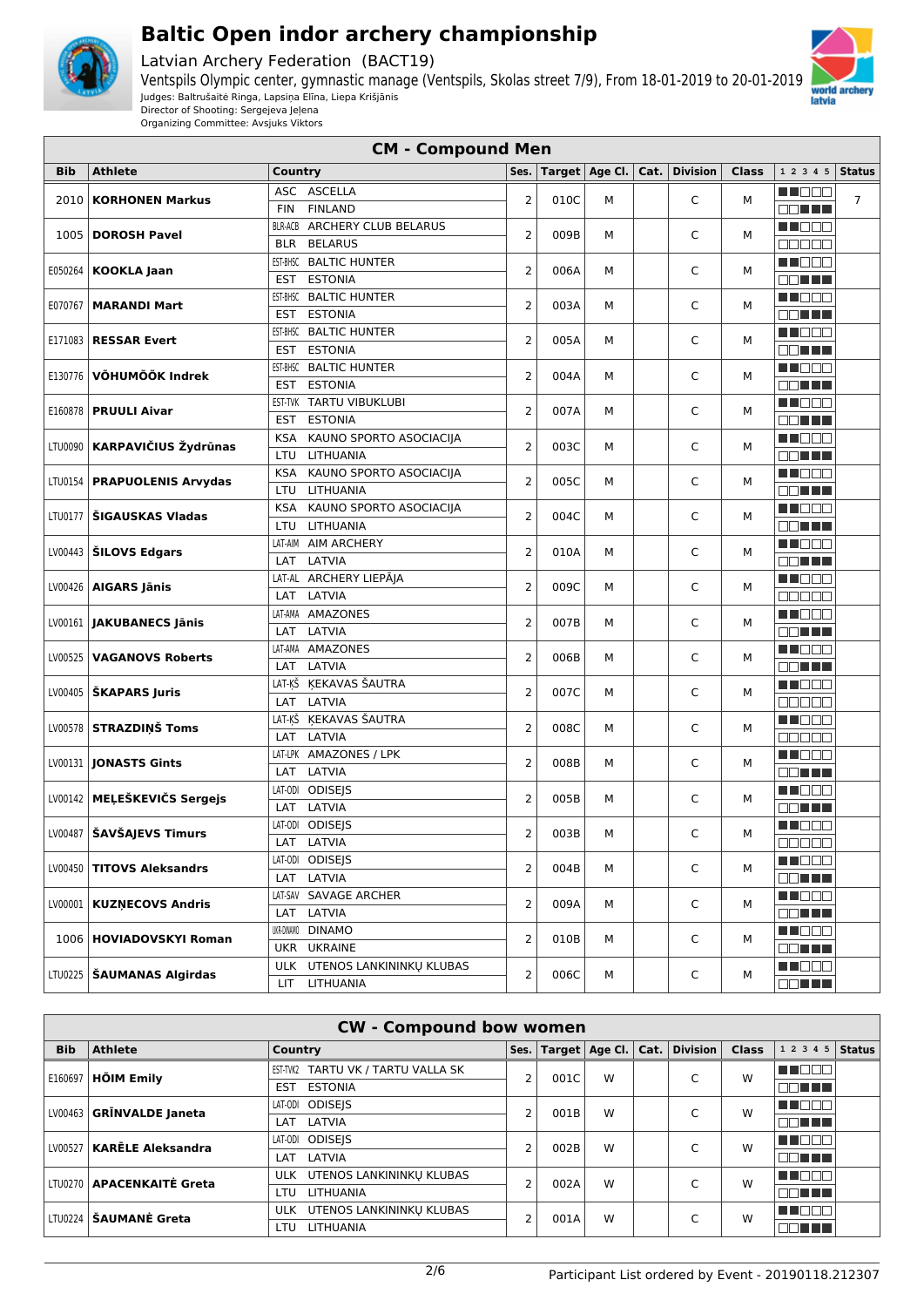# Baltic Open indoor archery championship

Latvian Archery Federation (BACT19)

Ventspils Olympic center, gymnastic manage (Ventspils, Skolas street 7/9), From 18-01-2019 to 20-01-2019

Judges: Baltrušaitė Ringa, Lapsiņa Elīna, Liepa Krišjānis

Director of Shooting: Sergejeva Jeļena

Organizing Committee: Avsjuks Viktors

## CM - Compound Men

| Bib | Athlete | Country | Ses. | Target | Age Cl. | Cat. | Division | Class | 1 2 3 4 5 | Status |
|---|---|---|---|---|---|---|---|---|---|---|
| 2010 | **KORHONEN Markus** | ASC ASCELLA / FIN FINLAND | 2 | 010C | M | | C | M | | 7 |
| 1005 | **DOROSH Pavel** | BLR-ACB ARCHERY CLUB BELARUS / BLR BELARUS | 2 | 009B | M | | C | M | | |
| E050264 | **KOOKLA Jaan** | EST-BHSC BALTIC HUNTER / EST ESTONIA | 2 | 006A | M | | C | M | | |
| E070767 | **MARANDI Mart** | EST-BHSC BALTIC HUNTER / EST ESTONIA | 2 | 003A | M | | C | M | | |
| E171083 | **RESSAR Evert** | EST-BHSC BALTIC HUNTER / EST ESTONIA | 2 | 005A | M | | C | M | | |
| E130776 | **VÕHUMÕÕK Indrek** | EST-BHSC BALTIC HUNTER / EST ESTONIA | 2 | 004A | M | | C | M | | |
| E160878 | **PRUULI Aivar** | EST-TVK TARTU VIBUKLUBI / EST ESTONIA | 2 | 007A | M | | C | M | | |
| LTU0090 | **KARPAVIČIUS Žydrūnas** | KSA KAUNO SPORTO ASOCIACIJA / LTU LITHUANIA | 2 | 003C | M | | C | M | | |
| LTU0154 | **PRAPUOLENIS Arvydas** | KSA KAUNO SPORTO ASOCIACIJA / LTU LITHUANIA | 2 | 005C | M | | C | M | | |
| LTU0177 | **ŠIGAUSKAS Vladas** | KSA KAUNO SPORTO ASOCIACIJA / LTU LITHUANIA | 2 | 004C | M | | C | M | | |
| LV00443 | **ŠILOVS Edgars** | LAT-AIM AIM ARCHERY / LAT LATVIA | 2 | 010A | M | | C | M | | |
| LV00426 | **AIGARS Jānis** | LAT-AL ARCHERY LIEPĀJA / LAT LATVIA | 2 | 009C | M | | C | M | | |
| LV00161 | **JAKUBANECS Jānis** | LAT-AMA AMAZONES / LAT LATVIA | 2 | 007B | M | | C | M | | |
| LV00525 | **VAGANOVS Roberts** | LAT-AMA AMAZONES / LAT LATVIA | 2 | 006B | M | | C | M | | |
| LV00405 | **ŠKAPARS Juris** | LAT-KŠ ĶEKAVAS ŠAUTRA / LAT LATVIA | 2 | 007C | M | | C | M | | |
| LV00578 | **STRAZDIŅŠ Toms** | LAT-KŠ ĶEKAVAS ŠAUTRA / LAT LATVIA | 2 | 008C | M | | C | M | | |
| LV00131 | **JONASTS Gints** | LAT-LPK AMAZONES / LPK / LAT LATVIA | 2 | 008B | M | | C | M | | |
| LV00142 | **MEĻEŠKEVIČS Sergejs** | LAT-ODI ODISEJS / LAT LATVIA | 2 | 005B | M | | C | M | | |
| LV00487 | **ŠAVŠAJEVS Timurs** | LAT-ODI ODISEJS / LAT LATVIA | 2 | 003B | M | | C | M | | |
| LV00450 | **TITOVS Aleksandrs** | LAT-ODI ODISEJS / LAT LATVIA | 2 | 004B | M | | C | M | | |
| LV00001 | **KUZŅECOVS Andris** | LAT-SAV SAVAGE ARCHER / LAT LATVIA | 2 | 009A | M | | C | M | | |
| 1006 | **HOVIADOVSKYI Roman** | UKR-DINAMO DINAMO / UKR UKRAINE | 2 | 010B | M | | C | M | | |
| LTU0225 | **ŠAUMANAS Algirdas** | ULK UTENOS LANKININKŲ KLUBAS / LIT LITHUANIA | 2 | 006C | M | | C | M | | |

## CW - Compound bow women

| Bib | Athlete | Country | Ses. | Target | Age Cl. | Cat. | Division | Class | 1 2 3 4 5 | Status |
|---|---|---|---|---|---|---|---|---|---|---|
| E160697 | **HÕIM Emily** | EST-TVK2 TARTU VK / TARTU VALLA SK / EST ESTONIA | 2 | 001C | W | | C | W | | |
| LV00463 | **GRĪNVALDE Janeta** | LAT-ODI ODISEJS / LAT LATVIA | 2 | 001B | W | | C | W | | |
| LV00527 | **KARĒLE Aleksandra** | LAT-ODI ODISEJS / LAT LATVIA | 2 | 002B | W | | C | W | | |
| LTU0270 | **APACENKAITĖ Greta** | ULK UTENOS LANKININKŲ KLUBAS / LTU LITHUANIA | 2 | 002A | W | | C | W | | |
| LTU0224 | **ŠAUMANĖ Greta** | ULK UTENOS LANKININKŲ KLUBAS / LTU LITHUANIA | 2 | 001A | W | | C | W | | |

Participant List ordered by Event - 20190118.212307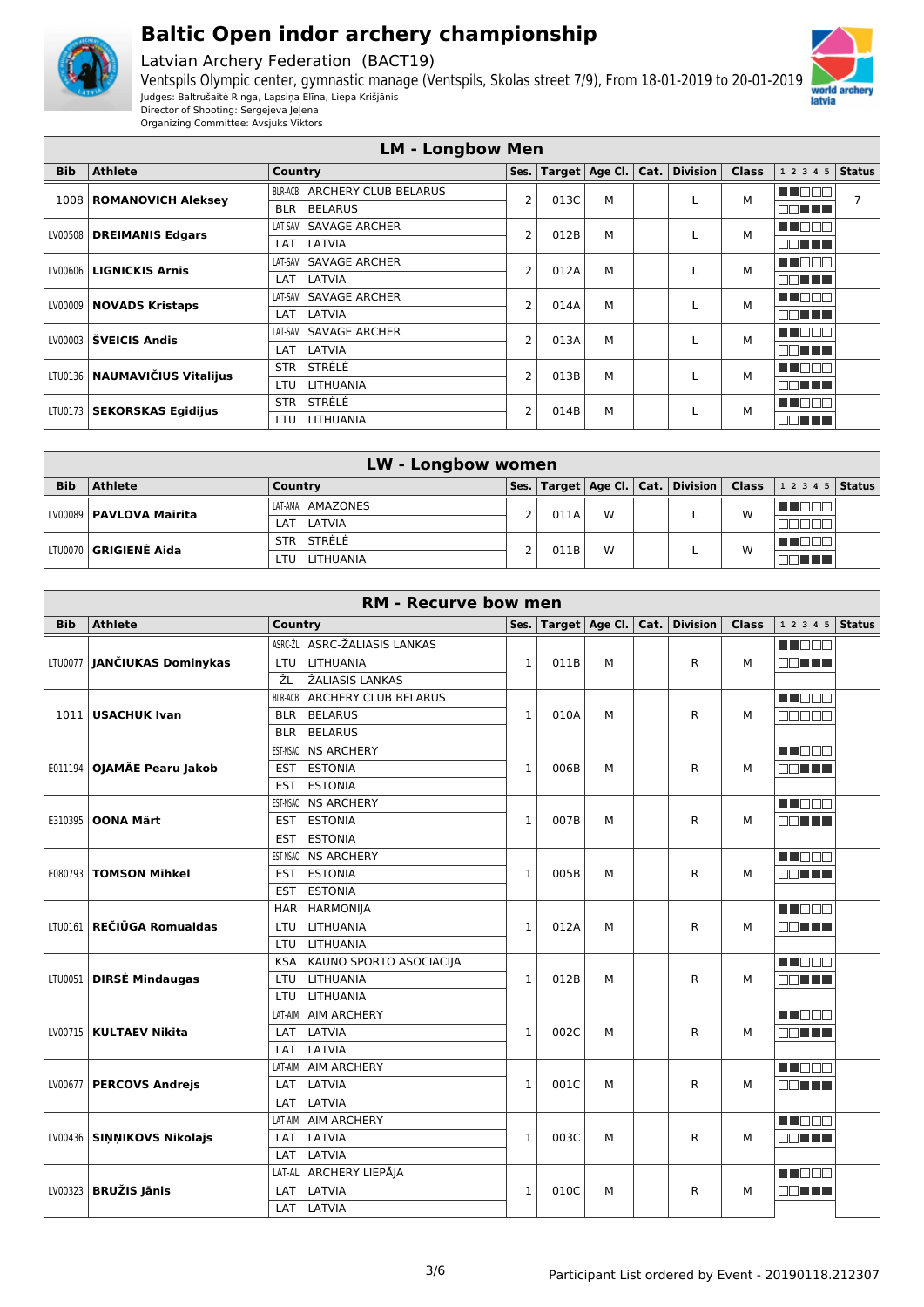# Baltic Open indor archery championship

Latvian Archery Federation (BACT19)

Ventspils Olympic center, gymnastic manage (Ventspils, Skolas street 7/9), From 18-01-2019 to 20-01-2019

Judges: Baltrušaitė Ringa, Lapsiņa Elīna, Liepa Krišjānis

Director of Shooting: Sergejeva Jeļena

Organizing Committee: Avsjuks Viktors

## LM - Longbow Men

| Bib | Athlete | Country | Ses. | Target | Age Cl. | Cat. | Division | Class | 1 2 3 4 5 | Status |
|---|---|---|---|---|---|---|---|---|---|---|
| 1008 | **ROMANOVICH Aleksey** | BLR-ACB ARCHERY CLUB BELARUS / BLR BELARUS | 2 | 013C | M | | L | M | | 7 |
| LV00508 | **DREIMANIS Edgars** | LAT-SAV SAVAGE ARCHER / LAT LATVIA | 2 | 012B | M | | L | M | | |
| LV00606 | **LIGNICKIS Arnis** | LAT-SAV SAVAGE ARCHER / LAT LATVIA | 2 | 012A | M | | L | M | | |
| LV00009 | **NOVADS Kristaps** | LAT-SAV SAVAGE ARCHER / LAT LATVIA | 2 | 014A | M | | L | M | | |
| LV00003 | **ŠVEICIS Andis** | LAT-SAV SAVAGE ARCHER / LAT LATVIA | 2 | 013A | M | | L | M | | |
| LTU0136 | **NAUMAVIČIUS Vitalijus** | STR STRĖLĖ / LTU LITHUANIA | 2 | 013B | M | | L | M | | |
| LTU0173 | **SEKORSKAS Egidijus** | STR STRĖLĖ / LTU LITHUANIA | 2 | 014B | M | | L | M | | |

## LW - Longbow women

| Bib | Athlete | Country | Ses. | Target | Age Cl. | Cat. | Division | Class | 1 2 3 4 5 | Status |
|---|---|---|---|---|---|---|---|---|---|---|
| LV00089 | **PAVLOVA Mairita** | LAT-AMA AMAZONES / LAT LATVIA | 2 | 011A | W | | L | W | | |
| LTU0070 | **GRIGIENĖ Aida** | STR STRĖLĖ / LTU LITHUANIA | 2 | 011B | W | | L | W | | |

## RM - Recurve bow men

| Bib | Athlete | Country | Ses. | Target | Age Cl. | Cat. | Division | Class | 1 2 3 4 5 | Status |
|---|---|---|---|---|---|---|---|---|---|---|
| LTU0077 | **JANČIUKAS Dominykas** | ASRC-ŽL ASRC-ŽALIASIS LANKAS / LTU LITHUANIA / ŽL ŽALIASIS LANKAS | 1 | 011B | M | | R | M | | |
| 1011 | **USACHUK Ivan** | BLR-ACB ARCHERY CLUB BELARUS / BLR BELARUS / BLR BELARUS | 1 | 010A | M | | R | M | | |
| E011194 | **OJAMÄE Pearu Jakob** | EST-NSAC NS ARCHERY / EST ESTONIA / EST ESTONIA | 1 | 006B | M | | R | M | | |
| E310395 | **OONA Märt** | EST-NSAC NS ARCHERY / EST ESTONIA / EST ESTONIA | 1 | 007B | M | | R | M | | |
| E080793 | **TOMSON Mihkel** | EST-NSAC NS ARCHERY / EST ESTONIA / EST ESTONIA | 1 | 005B | M | | R | M | | |
| LTU0161 | **REČIŪGA Romualdas** | HAR HARMONIJA / LTU LITHUANIA / LTU LITHUANIA | 1 | 012A | M | | R | M | | |
| LTU0051 | **DIRSĖ Mindaugas** | KSA KAUNO SPORTO ASOCIACIJA / LTU LITHUANIA / LTU LITHUANIA | 1 | 012B | M | | R | M | | |
| LV00715 | **KULTAEV Nikita** | LAT-AIM AIM ARCHERY / LAT LATVIA / LAT LATVIA | 1 | 002C | M | | R | M | | |
| LV00677 | **PERCOVS Andrejs** | LAT-AIM AIM ARCHERY / LAT LATVIA / LAT LATVIA | 1 | 001C | M | | R | M | | |
| LV00436 | **SIŅŅIKOVS Nikolajs** | LAT-AIM AIM ARCHERY / LAT LATVIA / LAT LATVIA | 1 | 003C | M | | R | M | | |
| LV00323 | **BRUŽIS Jānis** | LAT-AL ARCHERY LIEPĀJA / LAT LATVIA / LAT LATVIA | 1 | 010C | M | | R | M | | |

Participant List ordered by Event - 20190118.212307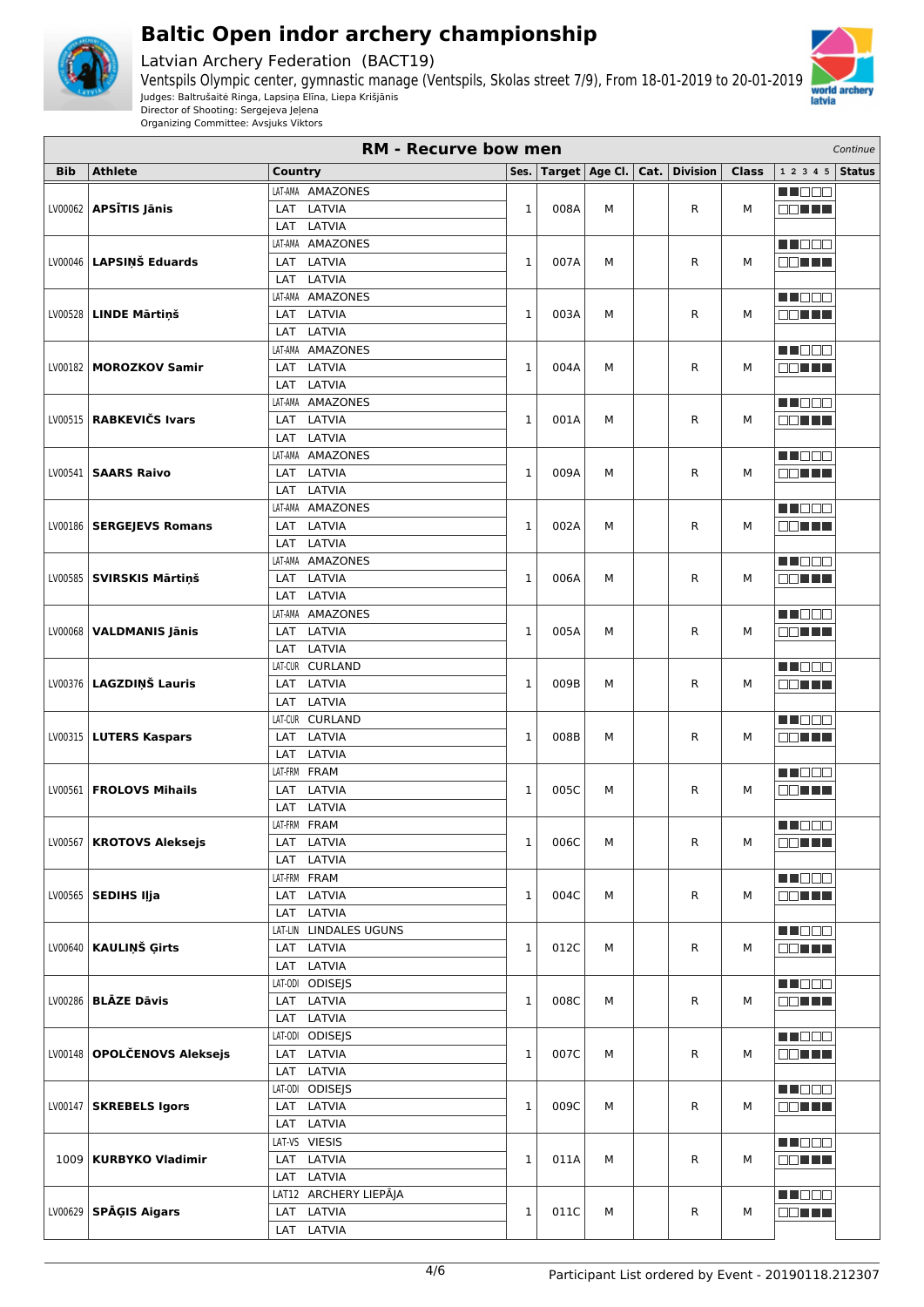# Baltic Open indoor archery championship

Latvian Archery Federation (BACT19)

Ventspils Olympic center, gymnastic manage (Ventspils, Skolas street 7/9), From 18-01-2019 to 20-01-2019

Judges: Baltrušaitė Ringa, Lapsiņa Elīna, Liepa Krišjānis

Director of Shooting: Sergejeva Jeļena

Organizing Committee: Avsjuks Viktors

## RM - Recurve bow men

*Continue*

| Bib | Athlete | Country | Ses. | Target | Age Cl. | Cat. | Division | Class | 1 2 3 4 5 | Status |
|---|---|---|---|---|---|---|---|---|---|---|
| LV00062 | **APSĪTIS Jānis** | LAT-AMA AMAZONES / LAT LATVIA / LAT LATVIA | 1 | 008A | M | | R | M | | |
| LV00046 | **LAPSIŅŠ Eduards** | LAT-AMA AMAZONES / LAT LATVIA / LAT LATVIA | 1 | 007A | M | | R | M | | |
| LV00528 | **LINDE Mārtiņš** | LAT-AMA AMAZONES / LAT LATVIA / LAT LATVIA | 1 | 003A | M | | R | M | | |
| LV00182 | **MOROZKOV Samir** | LAT-AMA AMAZONES / LAT LATVIA / LAT LATVIA | 1 | 004A | M | | R | M | | |
| LV00515 | **RABKEVIČS Ivars** | LAT-AMA AMAZONES / LAT LATVIA / LAT LATVIA | 1 | 001A | M | | R | M | | |
| LV00541 | **SAARS Raivo** | LAT-AMA AMAZONES / LAT LATVIA / LAT LATVIA | 1 | 009A | M | | R | M | | |
| LV00186 | **SERGEJEVS Romans** | LAT-AMA AMAZONES / LAT LATVIA / LAT LATVIA | 1 | 002A | M | | R | M | | |
| LV00585 | **SVIRSKIS Mārtiņš** | LAT-AMA AMAZONES / LAT LATVIA / LAT LATVIA | 1 | 006A | M | | R | M | | |
| LV00068 | **VALDMANIS Jānis** | LAT-AMA AMAZONES / LAT LATVIA / LAT LATVIA | 1 | 005A | M | | R | M | | |
| LV00376 | **LAGZDIŅŠ Lauris** | LAT-CUR CURLAND / LAT LATVIA / LAT LATVIA | 1 | 009B | M | | R | M | | |
| LV00315 | **LUTERS Kaspars** | LAT-CUR CURLAND / LAT LATVIA / LAT LATVIA | 1 | 008B | M | | R | M | | |
| LV00561 | **FROLOVS Mihails** | LAT-FRM FRAM / LAT LATVIA / LAT LATVIA | 1 | 005C | M | | R | M | | |
| LV00567 | **KROTOVS Aleksejs** | LAT-FRM FRAM / LAT LATVIA / LAT LATVIA | 1 | 006C | M | | R | M | | |
| LV00565 | **SEDIHS Ilja** | LAT-FRM FRAM / LAT LATVIA / LAT LATVIA | 1 | 004C | M | | R | M | | |
| LV00640 | **KAULIŅŠ Ģirts** | LAT-LIN LINDALES UGUNS / LAT LATVIA / LAT LATVIA | 1 | 012C | M | | R | M | | |
| LV00286 | **BLĀZE Dāvis** | LAT-ODI ODISEJS / LAT LATVIA / LAT LATVIA | 1 | 008C | M | | R | M | | |
| LV00148 | **OPOLČENOVS Aleksejs** | LAT-ODI ODISEJS / LAT LATVIA / LAT LATVIA | 1 | 007C | M | | R | M | | |
| LV00147 | **SKREBELS Igors** | LAT-ODI ODISEJS / LAT LATVIA / LAT LATVIA | 1 | 009C | M | | R | M | | |
| 1009 | **KURBYKO Vladimir** | LAT-VS VIESIS / LAT LATVIA / LAT LATVIA | 1 | 011A | M | | R | M | | |
| LV00629 | **SPĀĢIS Aigars** | LAT12 ARCHERY LIEPĀJA / LAT LATVIA / LAT LATVIA | 1 | 011C | M | | R | M | | |

Participant List ordered by Event - 20190118.212307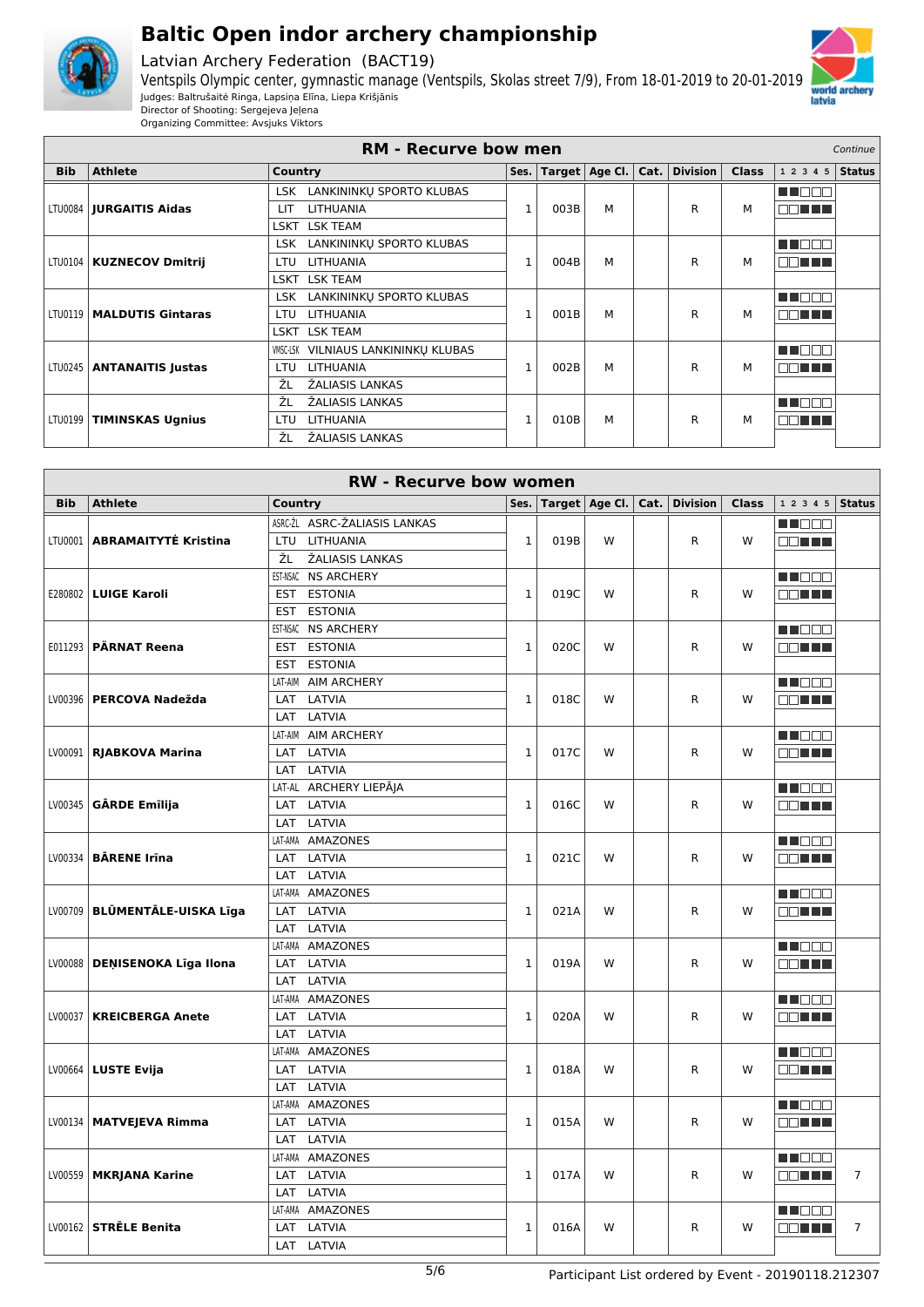# Baltic Open indor archery championship

Latvian Archery Federation (BACT19)

Ventspils Olympic center, gymnastic manage (Ventspils, Skolas street 7/9), From 18-01-2019 to 20-01-2019

Judges: Baltrušaitė Ringa, Lapsiņa Elīna, Liepa Krišjānis

Director of Shooting: Sergejeva Jeļena

Organizing Committee: Avsjuks Viktors

## RM - Recurve bow men

*Continue*

| Bib | Athlete | Country | Ses. | Target | Age Cl. | Cat. | Division | Class | 1 2 3 4 5 | Status |
|---|---|---|---|---|---|---|---|---|---|---|
| LTU0084 | **JURGAITIS Aidas** | LSK LANKININKŲ SPORTO KLUBAS / LIT LITHUANIA / LSKT LSK TEAM | 1 | 003B | M | | R | M | | |
| LTU0104 | **KUZNECOV Dmitrij** | LSK LANKININKŲ SPORTO KLUBAS / LTU LITHUANIA / LSKT LSK TEAM | 1 | 004B | M | | R | M | | |
| LTU0119 | **MALDUTIS Gintaras** | LSK LANKININKŲ SPORTO KLUBAS / LTU LITHUANIA / LSKT LSK TEAM | 1 | 001B | M | | R | M | | |
| LTU0245 | **ANTANAITIS Justas** | VWSC-LSK VILNIAUS LANKININKŲ KLUBAS / LTU LITHUANIA / ŽL ŽALIASIS LANKAS | 1 | 002B | M | | R | M | | |
| LTU0199 | **TIMINSKAS Ugnius** | ŽL ŽALIASIS LANKAS / LTU LITHUANIA / ŽL ŽALIASIS LANKAS | 1 | 010B | M | | R | M | | |

## RW - Recurve bow women

| Bib | Athlete | Country | Ses. | Target | Age Cl. | Cat. | Division | Class | 1 2 3 4 5 | Status |
|---|---|---|---|---|---|---|---|---|---|---|
| LTU0001 | **ABRAMAITYTĖ Kristina** | ASRC-ŽL ASRC-ŽALIASIS LANKAS / LTU LITHUANIA / ŽL ŽALIASIS LANKAS | 1 | 019B | W | | R | W | | |
| E280802 | **LUIGE Karoli** | EST-NSAC NS ARCHERY / EST ESTONIA / EST ESTONIA | 1 | 019C | W | | R | W | | |
| E011293 | **PÄRNAT Reena** | EST-NSAC NS ARCHERY / EST ESTONIA / EST ESTONIA | 1 | 020C | W | | R | W | | |
| LV00396 | **PERCOVA Nadežda** | LAT-AIM AIM ARCHERY / LAT LATVIA / LAT LATVIA | 1 | 018C | W | | R | W | | |
| LV00091 | **RJABKOVA Marina** | LAT-AIM AIM ARCHERY / LAT LATVIA / LAT LATVIA | 1 | 017C | W | | R | W | | |
| LV00345 | **GĀRDE Emīlija** | LAT-AL ARCHERY LIEPĀJA / LAT LATVIA / LAT LATVIA | 1 | 016C | W | | R | W | | |
| LV00334 | **BĀRENE Irīna** | LAT-AMA AMAZONES / LAT LATVIA / LAT LATVIA | 1 | 021C | W | | R | W | | |
| LV00709 | **BLŪMENTĀLE-UISKA Līga** | LAT-AMA AMAZONES / LAT LATVIA / LAT LATVIA | 1 | 021A | W | | R | W | | |
| LV00088 | **DEŅISENOKA Līga Ilona** | LAT-AMA AMAZONES / LAT LATVIA / LAT LATVIA | 1 | 019A | W | | R | W | | |
| LV00037 | **KREICBERGA Anete** | LAT-AMA AMAZONES / LAT LATVIA / LAT LATVIA | 1 | 020A | W | | R | W | | |
| LV00664 | **LUSTE Evija** | LAT-AMA AMAZONES / LAT LATVIA / LAT LATVIA | 1 | 018A | W | | R | W | | |
| LV00134 | **MATVEJEVA Rimma** | LAT-AMA AMAZONES / LAT LATVIA / LAT LATVIA | 1 | 015A | W | | R | W | | |
| LV00559 | **MKRJANA Karine** | LAT-AMA AMAZONES / LAT LATVIA / LAT LATVIA | 1 | 017A | W | | R | W | | 7 |
| LV00162 | **STRĒLE Benita** | LAT-AMA AMAZONES / LAT LATVIA / LAT LATVIA | 1 | 016A | W | | R | W | | 7 |

Participant List ordered by Event - 20190118.212307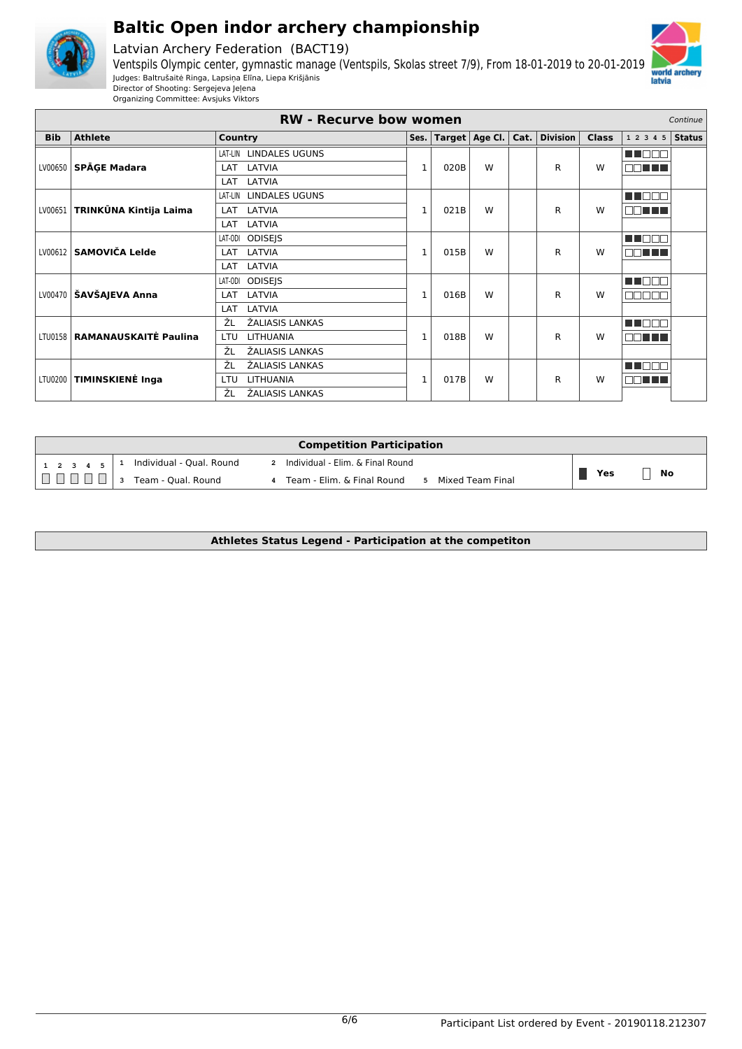# Baltic Open indor archery championship

Latvian Archery Federation (BACT19)

Ventspils Olympic center, gymnastic manage (Ventspils, Skolas street 7/9), From 18-01-2019 to 20-01-2019

Judges: Baltrušaitė Ringa, Lapsiņa Elīna, Liepa Krišjānis

Director of Shooting: Sergejeva Jeļena

Organizing Committee: Avsjuks Viktors

## RW - Recurve bow women

*Continue*

| Bib | Athlete | Country | Ses. | Target | Age Cl. | Cat. | Division | Class | 1 2 3 4 5 | Status |
|---|---|---|---|---|---|---|---|---|---|---|
| LV00650 | **SPĀĢE Madara** | LAT-LIN LINDALES UGUNS / LAT LATVIA / LAT LATVIA | 1 | 020B | W | | R | W | ■■□□□ / □□■■■ | |
| LV00651 | **TRINKŪNA Kintija Laima** | LAT-LIN LINDALES UGUNS / LAT LATVIA / LAT LATVIA | 1 | 021B | W | | R | W | ■■□□□ / □□■■■ | |
| LV00612 | **SAMOVIČA Lelde** | LAT-ODI ODISEJS / LAT LATVIA / LAT LATVIA | 1 | 015B | W | | R | W | ■■□□□ / □□■■■ | |
| LV00470 | **ŠAVŠAJEVA Anna** | LAT-ODI ODISEJS / LAT LATVIA / LAT LATVIA | 1 | 016B | W | | R | W | ■■□□□ / □□□□□ | |
| LTU0158 | **RAMANAUSKAITĖ Paulina** | ŽL ŽALIASIS LANKAS / LTU LITHUANIA / ŽL ŽALIASIS LANKAS | 1 | 018B | W | | R | W | ■■□□□ / □□■■■ | |
| LTU0200 | **TIMINSKIENĖ Inga** | ŽL ŽALIASIS LANKAS / LTU LITHUANIA / ŽL ŽALIASIS LANKAS | 1 | 017B | W | | R | W | ■■□□□ / □□■■■ | |

### Competition Participation

1 Individual - Qual. Round; 2 Individual - Elim. & Final Round; 3 Team - Qual. Round; 4 Team - Elim. & Final Round; 5 Mixed Team Final

■ Yes □ No

### Athletes Status Legend - Participation at the competiton

Participant List ordered by Event - 20190118.212307